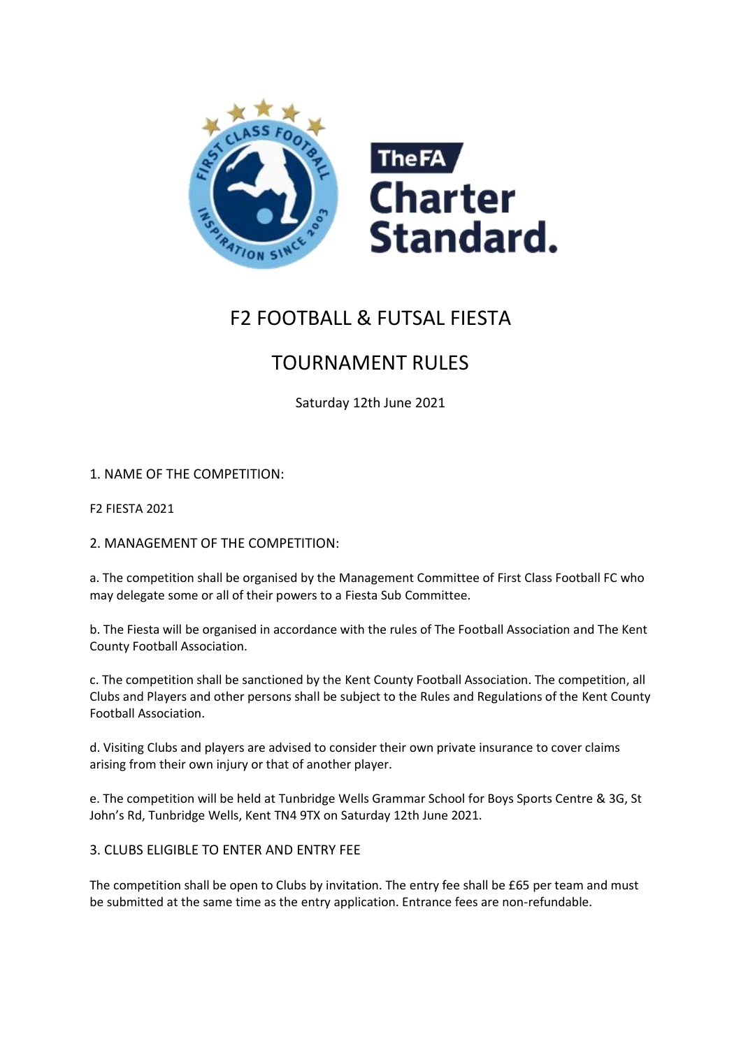# F2 FOOTBALL & FUTSAL FIESTA

# TOURNAMENT RULES

Saturday 12th June 2021

## 1. NAME OF THE COMPETITION:

F2 FIESTA 2021

## 2. MANAGEMENT OF THE COMPETITION:

a. The competition shall be organised by the Management Committee of First Class Football FC who may delegate some or all of their powers to a Fiesta Sub Committee.

b. The Fiesta will be organised in accordance with the rules of The Football Association and The Kent County Football Association.

c. The competition shall be sanctioned by the Kent County Football Association. The competition, all Clubs and Players and other persons shall be subject to the Rules and Regulations of the Kent County Football Association.

d. Visiting Clubs and players are advised to consider their own private insurance to cover claims arising from their own injury or that of another player.

e. The competition will be held at Tunbridge Wells Grammar School for Boys Sports Centre & 3G, St John's Rd, Tunbridge Wells, Kent TN4 9TX on Saturday 12th June 2021.

## 3. CLUBS ELIGIBLE TO ENTER AND ENTRY FEE

The competition shall be open to Clubs by invitation. The entry fee shall be £65 per team and must be submitted at the same time as the entry application. Entrance fees are non-refundable.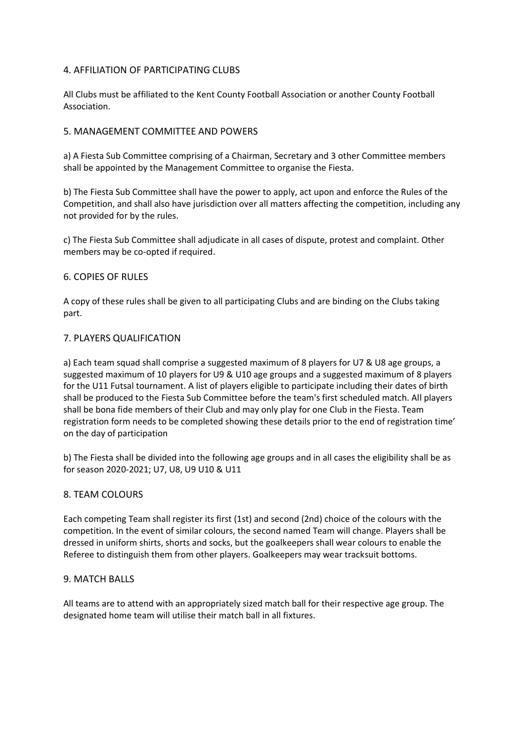## 4. AFFILIATION OF PARTICIPATING CLUBS

All Clubs must be affiliated to the Kent County Football Association or another County Football Association.

## 5. MANAGEMENT COMMITTEE AND POWERS

a) A Fiesta Sub Committee comprising of a Chairman, Secretary and 3 other Committee members shall be appointed by the Management Committee to organise the Fiesta.

b) The Fiesta Sub Committee shall have the power to apply, act upon and enforce the Rules of the Competition, and shall also have jurisdiction over all matters affecting the competition, including any not provided for by the rules.

c) The Fiesta Sub Committee shall adjudicate in all cases of dispute, protest and complaint. Other members may be co-opted if required.

## 6. COPIES OF RULES

A copy of these rules shall be given to all participating Clubs and are binding on the Clubs taking part.

## 7. PLAYERS QUALIFICATION

a) Each team squad shall comprise a suggested maximum of 8 players for U7 & U8 age groups, a suggested maximum of 10 players for U9 & U10 age groups and a suggested maximum of 8 players for the U11 Futsal tournament. A list of players eligible to participate including their dates of birth shall be produced to the Fiesta Sub Committee before the team's first scheduled match. All players shall be bona fide members of their Club and may only play for one Club in the Fiesta. Team registration form needs to be completed showing these details prior to the end of registration time' on the day of participation

b) The Fiesta shall be divided into the following age groups and in all cases the eligibility shall be as for season 2020-2021; U7, U8, U9 U10 & U11

## 8. TEAM COLOURS

Each competing Team shall register its first (1st) and second (2nd) choice of the colours with the competition. In the event of similar colours, the second named Team will change. Players shall be dressed in uniform shirts, shorts and socks, but the goalkeepers shall wear colours to enable the Referee to distinguish them from other players. Goalkeepers may wear tracksuit bottoms.

## 9. MATCH BALLS

All teams are to attend with an appropriately sized match ball for their respective age group. The designated home team will utilise their match ball in all fixtures.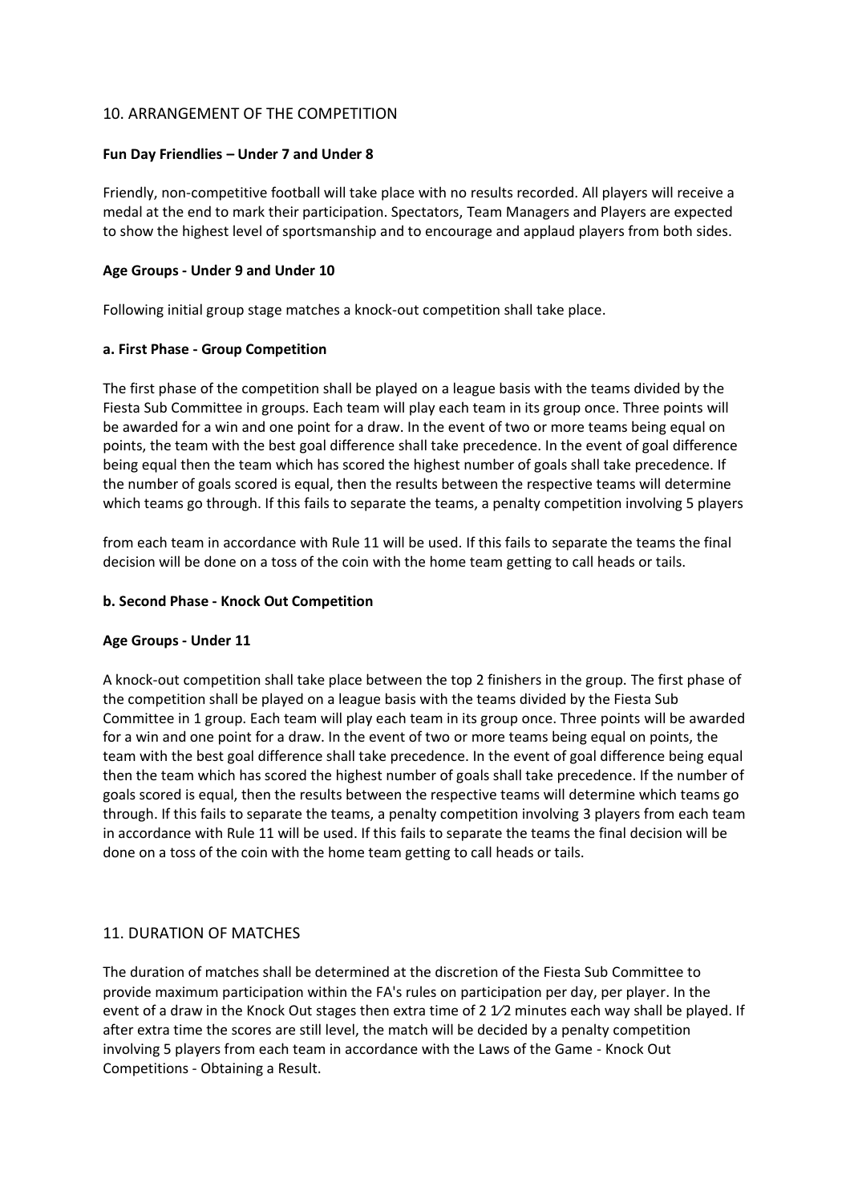## 10. ARRANGEMENT OF THE COMPETITION

**Fun Day Friendlies – Under 7 and Under 8**

Friendly, non-competitive football will take place with no results recorded. All players will receive a medal at the end to mark their participation. Spectators, Team Managers and Players are expected to show the highest level of sportsmanship and to encourage and applaud players from both sides.

**Age Groups - Under 9 and Under 10**

Following initial group stage matches a knock-out competition shall take place.

**a. First Phase - Group Competition**

The first phase of the competition shall be played on a league basis with the teams divided by the Fiesta Sub Committee in groups. Each team will play each team in its group once. Three points will be awarded for a win and one point for a draw. In the event of two or more teams being equal on points, the team with the best goal difference shall take precedence. In the event of goal difference being equal then the team which has scored the highest number of goals shall take precedence. If the number of goals scored is equal, then the results between the respective teams will determine which teams go through. If this fails to separate the teams, a penalty competition involving 5 players from each team in accordance with Rule 11 will be used. If this fails to separate the teams the final decision will be done on a toss of the coin with the home team getting to call heads or tails.

**b. Second Phase - Knock Out Competition**

**Age Groups - Under 11**

A knock-out competition shall take place between the top 2 finishers in the group. The first phase of the competition shall be played on a league basis with the teams divided by the Fiesta Sub Committee in 1 group. Each team will play each team in its group once. Three points will be awarded for a win and one point for a draw. In the event of two or more teams being equal on points, the team with the best goal difference shall take precedence. In the event of goal difference being equal then the team which has scored the highest number of goals shall take precedence. If the number of goals scored is equal, then the results between the respective teams will determine which teams go through. If this fails to separate the teams, a penalty competition involving 3 players from each team in accordance with Rule 11 will be used. If this fails to separate the teams the final decision will be done on a toss of the coin with the home team getting to call heads or tails.

## 11. DURATION OF MATCHES

The duration of matches shall be determined at the discretion of the Fiesta Sub Committee to provide maximum participation within the FA's rules on participation per day, per player. In the event of a draw in the Knock Out stages then extra time of 2 1⁄2 minutes each way shall be played. If after extra time the scores are still level, the match will be decided by a penalty competition involving 5 players from each team in accordance with the Laws of the Game - Knock Out Competitions - Obtaining a Result.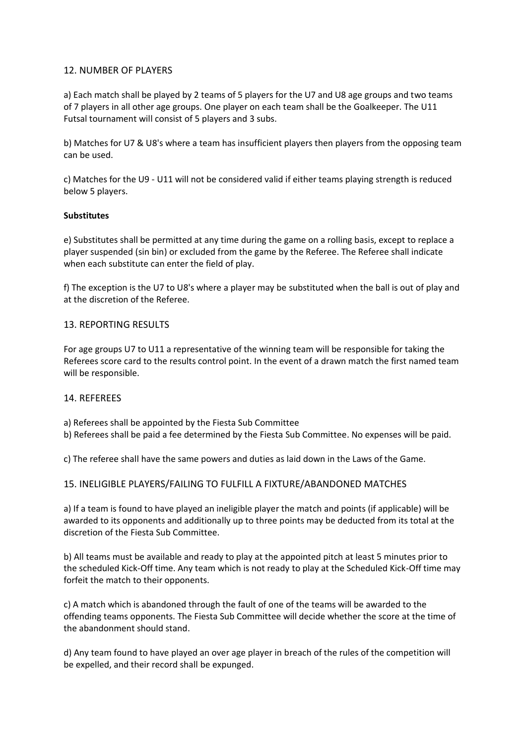## 12. NUMBER OF PLAYERS

a) Each match shall be played by 2 teams of 5 players for the U7 and U8 age groups and two teams of 7 players in all other age groups. One player on each team shall be the Goalkeeper. The U11 Futsal tournament will consist of 5 players and 3 subs.

b) Matches for U7 & U8's where a team has insufficient players then players from the opposing team can be used.

c) Matches for the U9 - U11 will not be considered valid if either teams playing strength is reduced below 5 players.

**Substitutes**

e) Substitutes shall be permitted at any time during the game on a rolling basis, except to replace a player suspended (sin bin) or excluded from the game by the Referee. The Referee shall indicate when each substitute can enter the field of play.

f) The exception is the U7 to U8's where a player may be substituted when the ball is out of play and at the discretion of the Referee.

## 13. REPORTING RESULTS

For age groups U7 to U11 a representative of the winning team will be responsible for taking the Referees score card to the results control point. In the event of a drawn match the first named team will be responsible.

## 14. REFEREES

a) Referees shall be appointed by the Fiesta Sub Committee
b) Referees shall be paid a fee determined by the Fiesta Sub Committee. No expenses will be paid.

c) The referee shall have the same powers and duties as laid down in the Laws of the Game.

## 15. INELIGIBLE PLAYERS/FAILING TO FULFILL A FIXTURE/ABANDONED MATCHES

a) If a team is found to have played an ineligible player the match and points (if applicable) will be awarded to its opponents and additionally up to three points may be deducted from its total at the discretion of the Fiesta Sub Committee.

b) All teams must be available and ready to play at the appointed pitch at least 5 minutes prior to the scheduled Kick-Off time. Any team which is not ready to play at the Scheduled Kick-Off time may forfeit the match to their opponents.

c) A match which is abandoned through the fault of one of the teams will be awarded to the offending teams opponents. The Fiesta Sub Committee will decide whether the score at the time of the abandonment should stand.

d) Any team found to have played an over age player in breach of the rules of the competition will be expelled, and their record shall be expunged.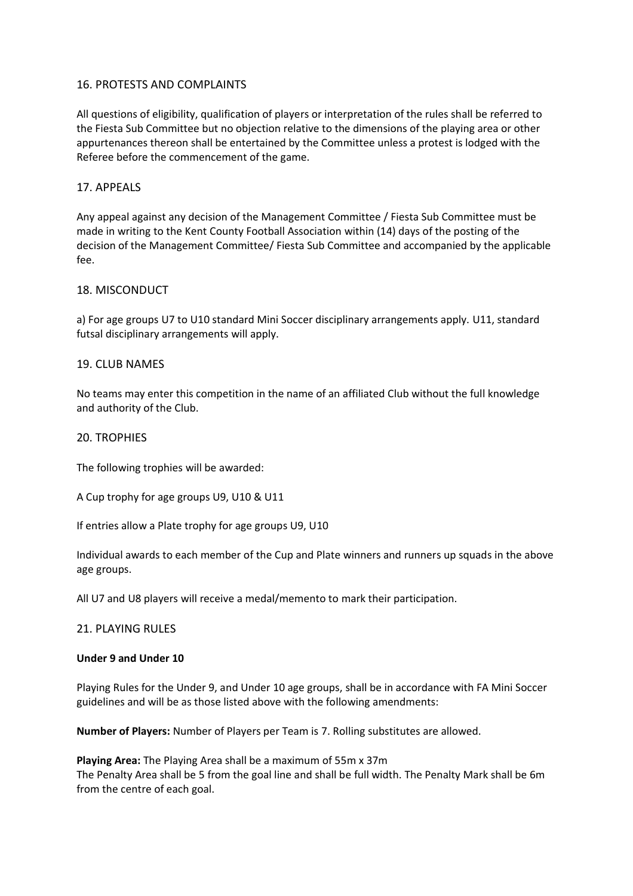## 16. PROTESTS AND COMPLAINTS

All questions of eligibility, qualification of players or interpretation of the rules shall be referred to the Fiesta Sub Committee but no objection relative to the dimensions of the playing area or other appurtenances thereon shall be entertained by the Committee unless a protest is lodged with the Referee before the commencement of the game.

## 17. APPEALS

Any appeal against any decision of the Management Committee / Fiesta Sub Committee must be made in writing to the Kent County Football Association within (14) days of the posting of the decision of the Management Committee/ Fiesta Sub Committee and accompanied by the applicable fee.

## 18. MISCONDUCT

a) For age groups U7 to U10 standard Mini Soccer disciplinary arrangements apply. U11, standard futsal disciplinary arrangements will apply.

## 19. CLUB NAMES

No teams may enter this competition in the name of an affiliated Club without the full knowledge and authority of the Club.

## 20. TROPHIES

The following trophies will be awarded:

A Cup trophy for age groups U9, U10 & U11

If entries allow a Plate trophy for age groups U9, U10

Individual awards to each member of the Cup and Plate winners and runners up squads in the above age groups.

All U7 and U8 players will receive a medal/memento to mark their participation.

## 21. PLAYING RULES

**Under 9 and Under 10**

Playing Rules for the Under 9, and Under 10 age groups, shall be in accordance with FA Mini Soccer guidelines and will be as those listed above with the following amendments:

**Number of Players:** Number of Players per Team is 7. Rolling substitutes are allowed.

**Playing Area:** The Playing Area shall be a maximum of 55m x 37m
The Penalty Area shall be 5 from the goal line and shall be full width. The Penalty Mark shall be 6m from the centre of each goal.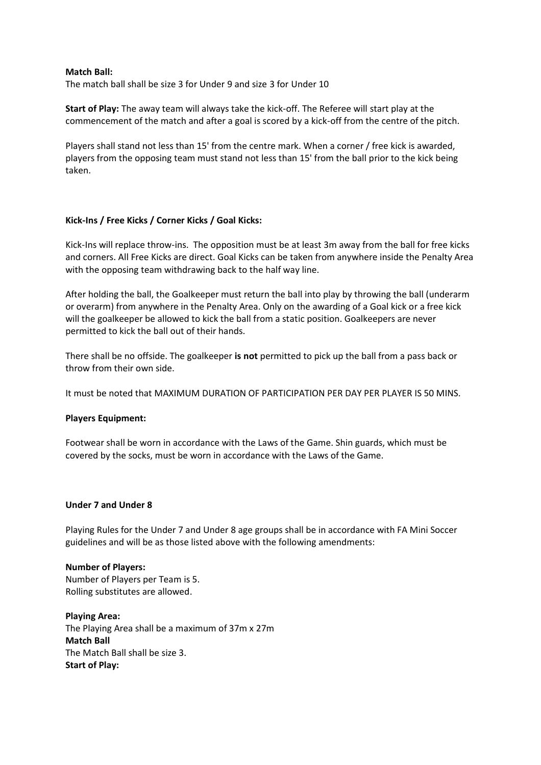**Match Ball:**
The match ball shall be size 3 for Under 9 and size 3 for Under 10

**Start of Play:** The away team will always take the kick-off. The Referee will start play at the commencement of the match and after a goal is scored by a kick-off from the centre of the pitch.

Players shall stand not less than 15' from the centre mark. When a corner / free kick is awarded, players from the opposing team must stand not less than 15' from the ball prior to the kick being taken.

**Kick-Ins / Free Kicks / Corner Kicks / Goal Kicks:**

Kick-Ins will replace throw-ins. The opposition must be at least 3m away from the ball for free kicks and corners. All Free Kicks are direct. Goal Kicks can be taken from anywhere inside the Penalty Area with the opposing team withdrawing back to the half way line.

After holding the ball, the Goalkeeper must return the ball into play by throwing the ball (underarm or overarm) from anywhere in the Penalty Area. Only on the awarding of a Goal kick or a free kick will the goalkeeper be allowed to kick the ball from a static position. Goalkeepers are never permitted to kick the ball out of their hands.

There shall be no offside. The goalkeeper **is not** permitted to pick up the ball from a pass back or throw from their own side.

It must be noted that MAXIMUM DURATION OF PARTICIPATION PER DAY PER PLAYER IS 50 MINS.

**Players Equipment:**

Footwear shall be worn in accordance with the Laws of the Game. Shin guards, which must be covered by the socks, must be worn in accordance with the Laws of the Game.

**Under 7 and Under 8**

Playing Rules for the Under 7 and Under 8 age groups shall be in accordance with FA Mini Soccer guidelines and will be as those listed above with the following amendments:

**Number of Players:**
Number of Players per Team is 5.
Rolling substitutes are allowed.

**Playing Area:**
The Playing Area shall be a maximum of 37m x 27m
**Match Ball**
The Match Ball shall be size 3.
**Start of Play:**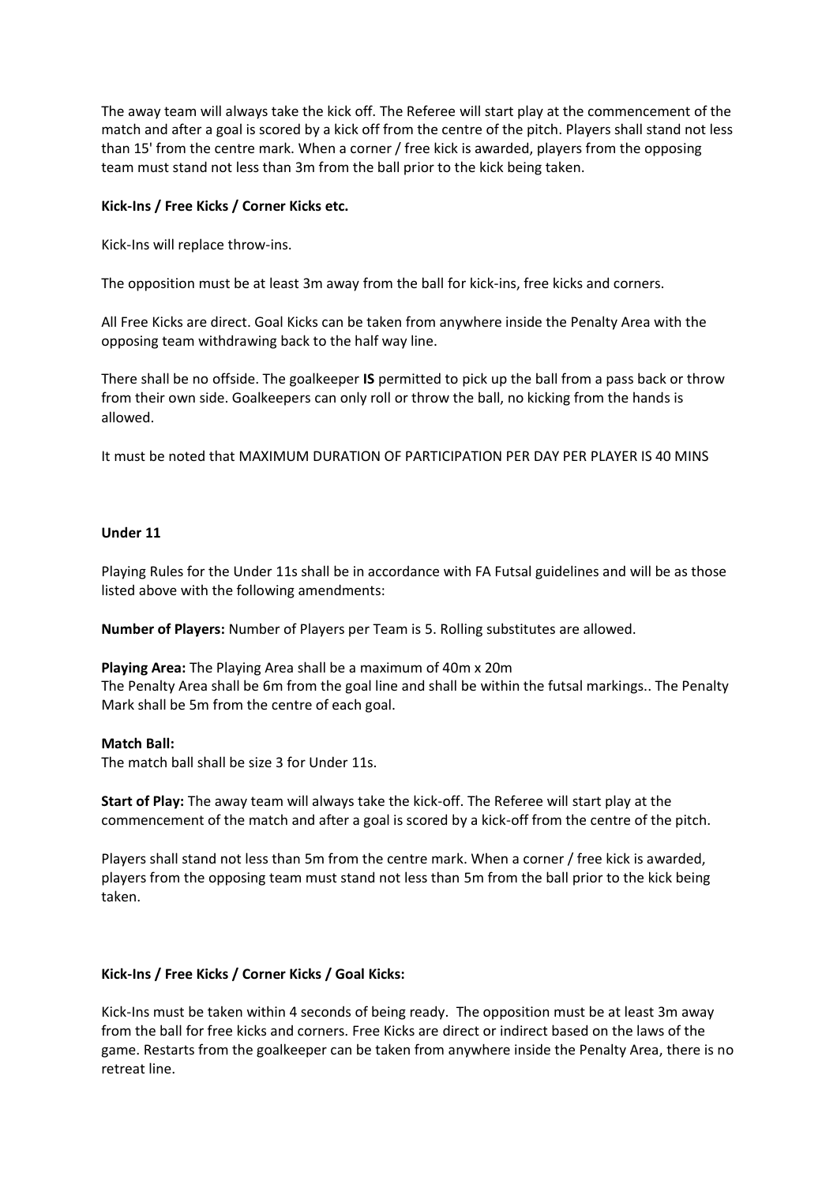The away team will always take the kick off. The Referee will start play at the commencement of the match and after a goal is scored by a kick off from the centre of the pitch. Players shall stand not less than 15' from the centre mark. When a corner / free kick is awarded, players from the opposing team must stand not less than 3m from the ball prior to the kick being taken.

**Kick-Ins / Free Kicks / Corner Kicks etc.**

Kick-Ins will replace throw-ins.

The opposition must be at least 3m away from the ball for kick-ins, free kicks and corners.

All Free Kicks are direct. Goal Kicks can be taken from anywhere inside the Penalty Area with the opposing team withdrawing back to the half way line.

There shall be no offside. The goalkeeper **IS** permitted to pick up the ball from a pass back or throw from their own side. Goalkeepers can only roll or throw the ball, no kicking from the hands is allowed.

It must be noted that MAXIMUM DURATION OF PARTICIPATION PER DAY PER PLAYER IS 40 MINS

**Under 11**

Playing Rules for the Under 11s shall be in accordance with FA Futsal guidelines and will be as those listed above with the following amendments:

**Number of Players:** Number of Players per Team is 5. Rolling substitutes are allowed.

**Playing Area:** The Playing Area shall be a maximum of 40m x 20m
The Penalty Area shall be 6m from the goal line and shall be within the futsal markings.. The Penalty Mark shall be 5m from the centre of each goal.

**Match Ball:**
The match ball shall be size 3 for Under 11s.

**Start of Play:** The away team will always take the kick-off. The Referee will start play at the commencement of the match and after a goal is scored by a kick-off from the centre of the pitch.

Players shall stand not less than 5m from the centre mark. When a corner / free kick is awarded, players from the opposing team must stand not less than 5m from the ball prior to the kick being taken.

**Kick-Ins / Free Kicks / Corner Kicks / Goal Kicks:**

Kick-Ins must be taken within 4 seconds of being ready. The opposition must be at least 3m away from the ball for free kicks and corners. Free Kicks are direct or indirect based on the laws of the game. Restarts from the goalkeeper can be taken from anywhere inside the Penalty Area, there is no retreat line.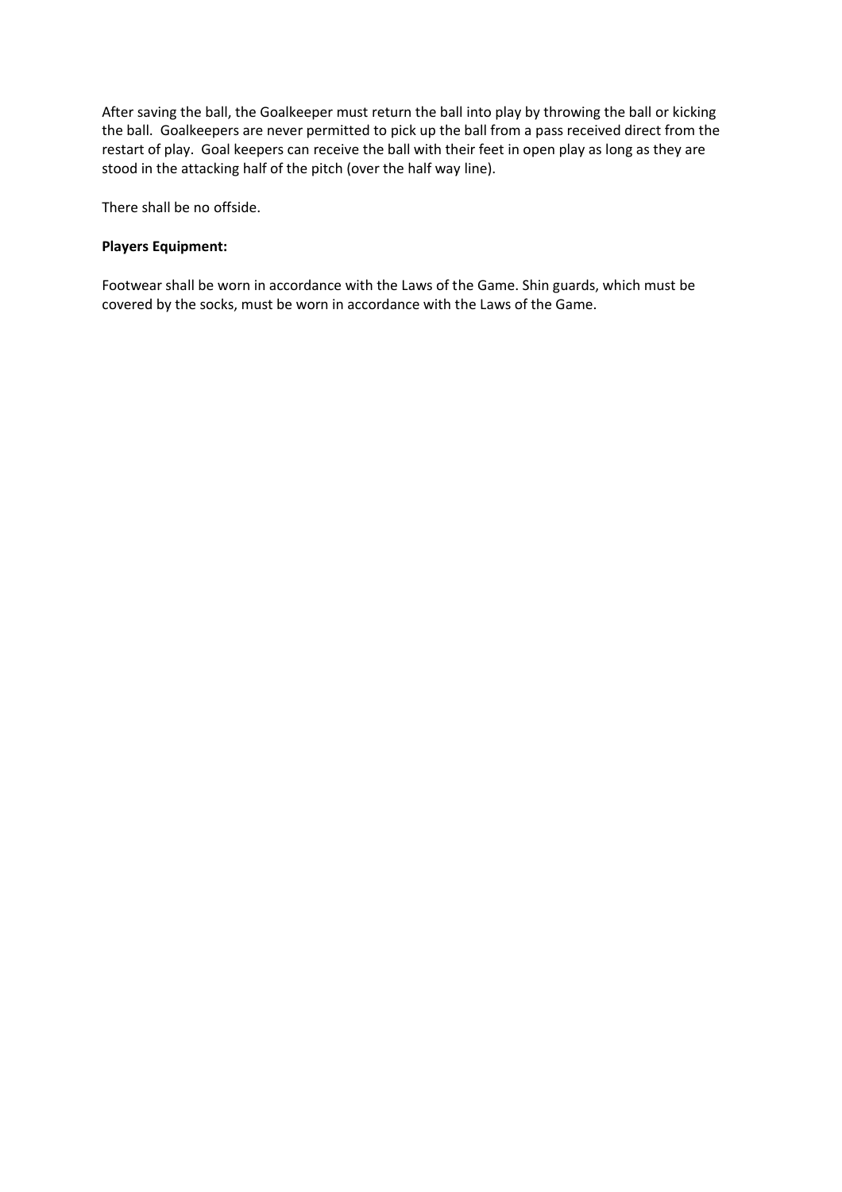After saving the ball, the Goalkeeper must return the ball into play by throwing the ball or kicking the ball. Goalkeepers are never permitted to pick up the ball from a pass received direct from the restart of play. Goal keepers can receive the ball with their feet in open play as long as they are stood in the attacking half of the pitch (over the half way line).

There shall be no offside.

**Players Equipment:**

Footwear shall be worn in accordance with the Laws of the Game. Shin guards, which must be covered by the socks, must be worn in accordance with the Laws of the Game.